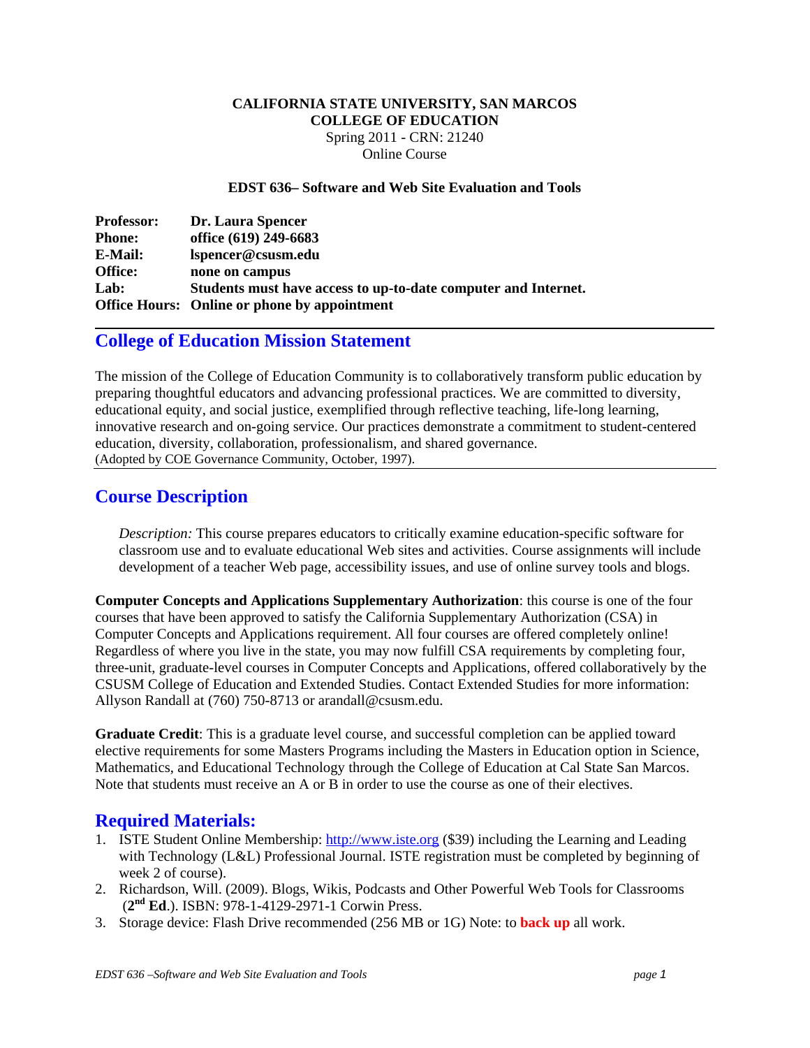**CALIFORNIA STATE UNIVERSITY, SAN MARCOS**
**COLLEGE OF EDUCATION**
Spring 2011 - CRN: 21240
Online Course

**EDST 636– Software and Web Site Evaluation and Tools**

**Professor:** Dr. Laura Spencer
**Phone:** office (619) 249-6683
**E-Mail:** lspencer@csusm.edu
**Office:** none on campus
**Lab:** Students must have access to up-to-date computer and Internet.
**Office Hours:** Online or phone by appointment

## College of Education Mission Statement

The mission of the College of Education Community is to collaboratively transform public education by preparing thoughtful educators and advancing professional practices. We are committed to diversity, educational equity, and social justice, exemplified through reflective teaching, life-long learning, innovative research and on-going service. Our practices demonstrate a commitment to student-centered education, diversity, collaboration, professionalism, and shared governance.
(Adopted by COE Governance Community, October, 1997).

## Course Description

*Description:* This course prepares educators to critically examine education-specific software for classroom use and to evaluate educational Web sites and activities. Course assignments will include development of a teacher Web page, accessibility issues, and use of online survey tools and blogs.

**Computer Concepts and Applications Supplementary Authorization**: this course is one of the four courses that have been approved to satisfy the California Supplementary Authorization (CSA) in Computer Concepts and Applications requirement. All four courses are offered completely online! Regardless of where you live in the state, you may now fulfill CSA requirements by completing four, three-unit, graduate-level courses in Computer Concepts and Applications, offered collaboratively by the CSUSM College of Education and Extended Studies. Contact Extended Studies for more information: Allyson Randall at (760) 750-8713 or arandall@csusm.edu.

**Graduate Credit**: This is a graduate level course, and successful completion can be applied toward elective requirements for some Masters Programs including the Masters in Education option in Science, Mathematics, and Educational Technology through the College of Education at Cal State San Marcos. Note that students must receive an A or B in order to use the course as one of their electives.

## Required Materials:

1. ISTE Student Online Membership: http://www.iste.org ($39) including the Learning and Leading with Technology (L&L) Professional Journal. ISTE registration must be completed by beginning of week 2 of course).
2. Richardson, Will. (2009). Blogs, Wikis, Podcasts and Other Powerful Web Tools for Classrooms (**2nd Ed**.). ISBN: 978-1-4129-2971-1 Corwin Press.
3. Storage device: Flash Drive recommended (256 MB or 1G) Note: to **back up** all work.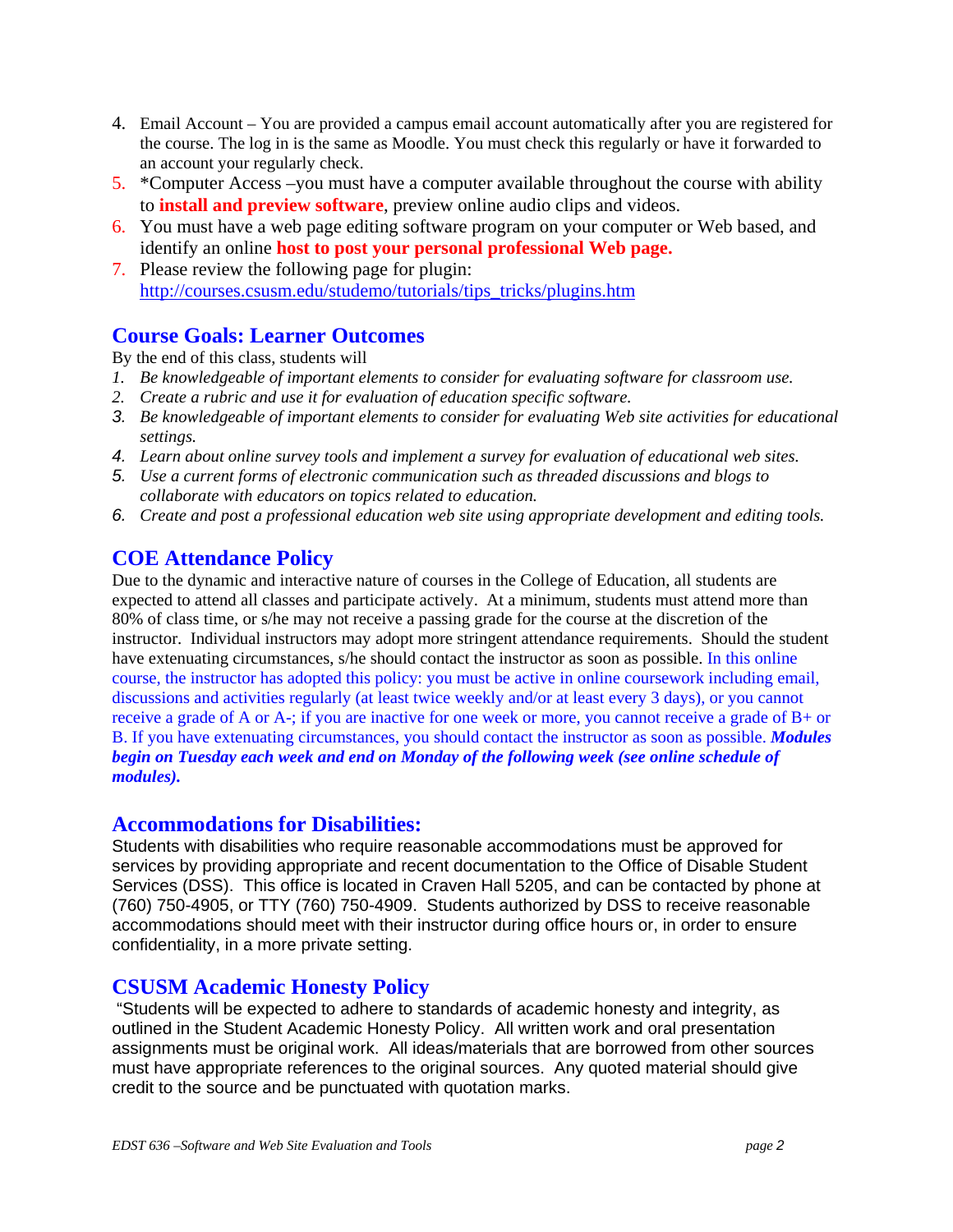4. Email Account – You are provided a campus email account automatically after you are registered for the course. The log in is the same as Moodle. You must check this regularly or have it forwarded to an account your regularly check.
5. *Computer Access –you must have a computer available throughout the course with ability to **install and preview software**, preview online audio clips and videos.
6. You must have a web page editing software program on your computer or Web based, and identify an online **host to post your personal professional Web page.**
7. Please review the following page for plugin: http://courses.csusm.edu/studemo/tutorials/tips_tricks/plugins.htm

## Course Goals: Learner Outcomes

By the end of this class, students will

1. *Be knowledgeable of important elements to consider for evaluating software for classroom use.*
2. *Create a rubric and use it for evaluation of education specific software.*
3. *Be knowledgeable of important elements to consider for evaluating Web site activities for educational settings.*
4. *Learn about online survey tools and implement a survey for evaluation of educational web sites.*
5. *Use a current forms of electronic communication such as threaded discussions and blogs to collaborate with educators on topics related to education.*
6. *Create and post a professional education web site using appropriate development and editing tools.*

## COE Attendance Policy

Due to the dynamic and interactive nature of courses in the College of Education, all students are expected to attend all classes and participate actively. At a minimum, students must attend more than 80% of class time, or s/he may not receive a passing grade for the course at the discretion of the instructor. Individual instructors may adopt more stringent attendance requirements. Should the student have extenuating circumstances, s/he should contact the instructor as soon as possible. In this online course, the instructor has adopted this policy: you must be active in online coursework including email, discussions and activities regularly (at least twice weekly and/or at least every 3 days), or you cannot receive a grade of A or A-; if you are inactive for one week or more, you cannot receive a grade of B+ or B. If you have extenuating circumstances, you should contact the instructor as soon as possible. ***Modules begin on Tuesday each week and end on Monday of the following week (see online schedule of modules).***

## Accommodations for Disabilities:

Students with disabilities who require reasonable accommodations must be approved for services by providing appropriate and recent documentation to the Office of Disable Student Services (DSS). This office is located in Craven Hall 5205, and can be contacted by phone at (760) 750-4905, or TTY (760) 750-4909. Students authorized by DSS to receive reasonable accommodations should meet with their instructor during office hours or, in order to ensure confidentiality, in a more private setting.

## CSUSM Academic Honesty Policy

"Students will be expected to adhere to standards of academic honesty and integrity, as outlined in the Student Academic Honesty Policy. All written work and oral presentation assignments must be original work. All ideas/materials that are borrowed from other sources must have appropriate references to the original sources. Any quoted material should give credit to the source and be punctuated with quotation marks.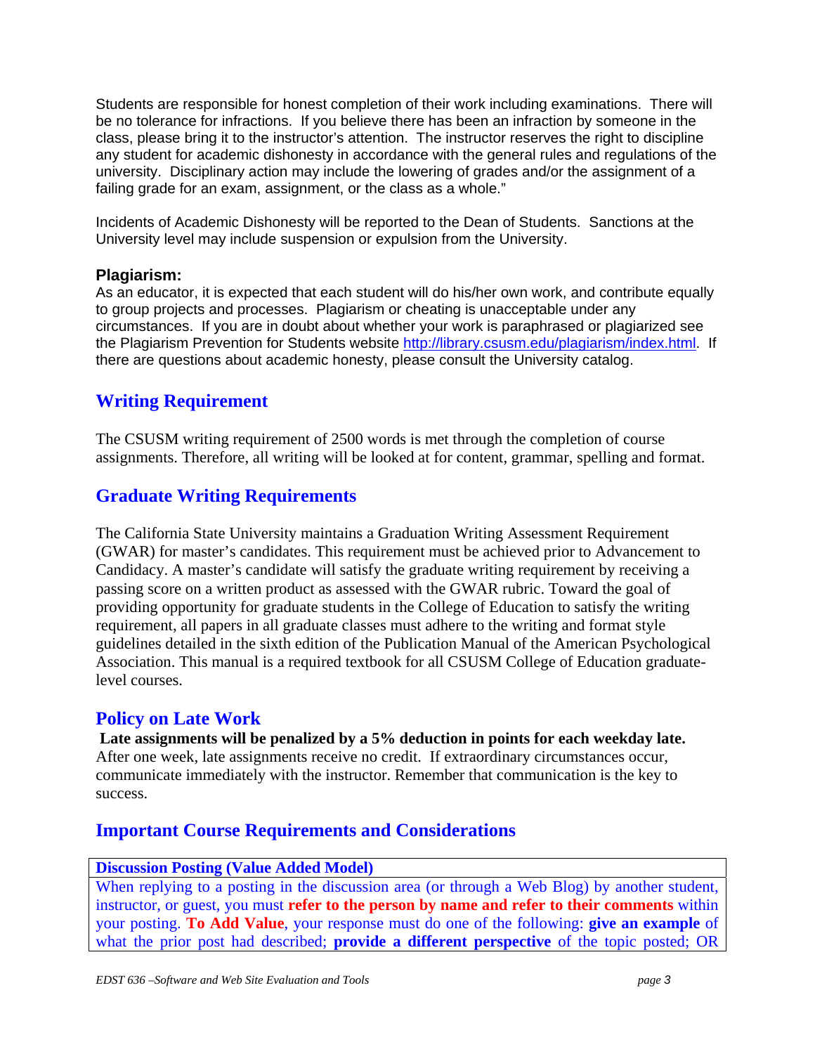Students are responsible for honest completion of their work including examinations. There will be no tolerance for infractions. If you believe there has been an infraction by someone in the class, please bring it to the instructor's attention. The instructor reserves the right to discipline any student for academic dishonesty in accordance with the general rules and regulations of the university. Disciplinary action may include the lowering of grades and/or the assignment of a failing grade for an exam, assignment, or the class as a whole."

Incidents of Academic Dishonesty will be reported to the Dean of Students. Sanctions at the University level may include suspension or expulsion from the University.

### Plagiarism:

As an educator, it is expected that each student will do his/her own work, and contribute equally to group projects and processes. Plagiarism or cheating is unacceptable under any circumstances. If you are in doubt about whether your work is paraphrased or plagiarized see the Plagiarism Prevention for Students website http://library.csusm.edu/plagiarism/index.html. If there are questions about academic honesty, please consult the University catalog.

## Writing Requirement

The CSUSM writing requirement of 2500 words is met through the completion of course assignments. Therefore, all writing will be looked at for content, grammar, spelling and format.

## Graduate Writing Requirements

The California State University maintains a Graduation Writing Assessment Requirement (GWAR) for master's candidates. This requirement must be achieved prior to Advancement to Candidacy. A master's candidate will satisfy the graduate writing requirement by receiving a passing score on a written product as assessed with the GWAR rubric. Toward the goal of providing opportunity for graduate students in the College of Education to satisfy the writing requirement, all papers in all graduate classes must adhere to the writing and format style guidelines detailed in the sixth edition of the Publication Manual of the American Psychological Association. This manual is a required textbook for all CSUSM College of Education graduate-level courses.

## Policy on Late Work

**Late assignments will be penalized by a 5% deduction in points for each weekday late.** After one week, late assignments receive no credit. If extraordinary circumstances occur, communicate immediately with the instructor. Remember that communication is the key to success.

## Important Course Requirements and Considerations

| **Discussion Posting (Value Added Model)** |
|---|
| When replying to a posting in the discussion area (or through a Web Blog) by another student, instructor, or guest, you must **refer to the person by name and refer to their comments** within your posting. **To Add Value**, your response must do one of the following: **give an example** of what the prior post had described; **provide a different perspective** of the topic posted; OR |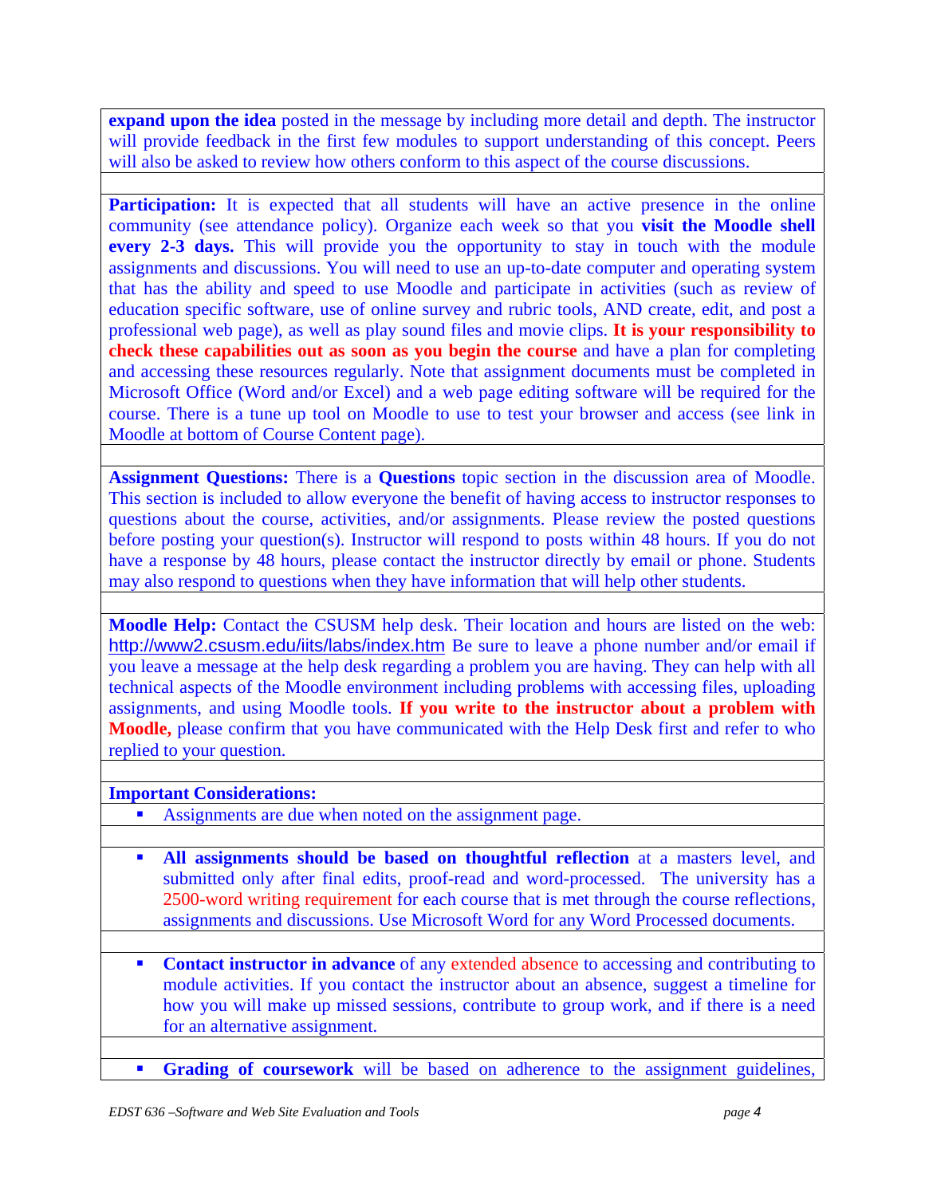**expand upon the idea** posted in the message by including more detail and depth. The instructor will provide feedback in the first few modules to support understanding of this concept. Peers will also be asked to review how others conform to this aspect of the course discussions.

**Participation:** It is expected that all students will have an active presence in the online community (see attendance policy). Organize each week so that you **visit the Moodle shell every 2-3 days.** This will provide you the opportunity to stay in touch with the module assignments and discussions. You will need to use an up-to-date computer and operating system that has the ability and speed to use Moodle and participate in activities (such as review of education specific software, use of online survey and rubric tools, AND create, edit, and post a professional web page), as well as play sound files and movie clips. **It is your responsibility to check these capabilities out as soon as you begin the course** and have a plan for completing and accessing these resources regularly. Note that assignment documents must be completed in Microsoft Office (Word and/or Excel) and a web page editing software will be required for the course. There is a tune up tool on Moodle to use to test your browser and access (see link in Moodle at bottom of Course Content page).

**Assignment Questions:** There is a **Questions** topic section in the discussion area of Moodle. This section is included to allow everyone the benefit of having access to instructor responses to questions about the course, activities, and/or assignments. Please review the posted questions before posting your question(s). Instructor will respond to posts within 48 hours. If you do not have a response by 48 hours, please contact the instructor directly by email or phone. Students may also respond to questions when they have information that will help other students.

**Moodle Help:** Contact the CSUSM help desk. Their location and hours are listed on the web: http://www2.csusm.edu/iits/labs/index.htm Be sure to leave a phone number and/or email if you leave a message at the help desk regarding a problem you are having. They can help with all technical aspects of the Moodle environment including problems with accessing files, uploading assignments, and using Moodle tools. **If you write to the instructor about a problem with Moodle,** please confirm that you have communicated with the Help Desk first and refer to who replied to your question.

**Important Considerations:**

- Assignments are due when noted on the assignment page.
- **All assignments should be based on thoughtful reflection** at a masters level, and submitted only after final edits, proof-read and word-processed. The university has a 2500-word writing requirement for each course that is met through the course reflections, assignments and discussions. Use Microsoft Word for any Word Processed documents.
- **Contact instructor in advance** of any extended absence to accessing and contributing to module activities. If you contact the instructor about an absence, suggest a timeline for how you will make up missed sessions, contribute to group work, and if there is a need for an alternative assignment.
- **Grading of coursework** will be based on adherence to the assignment guidelines,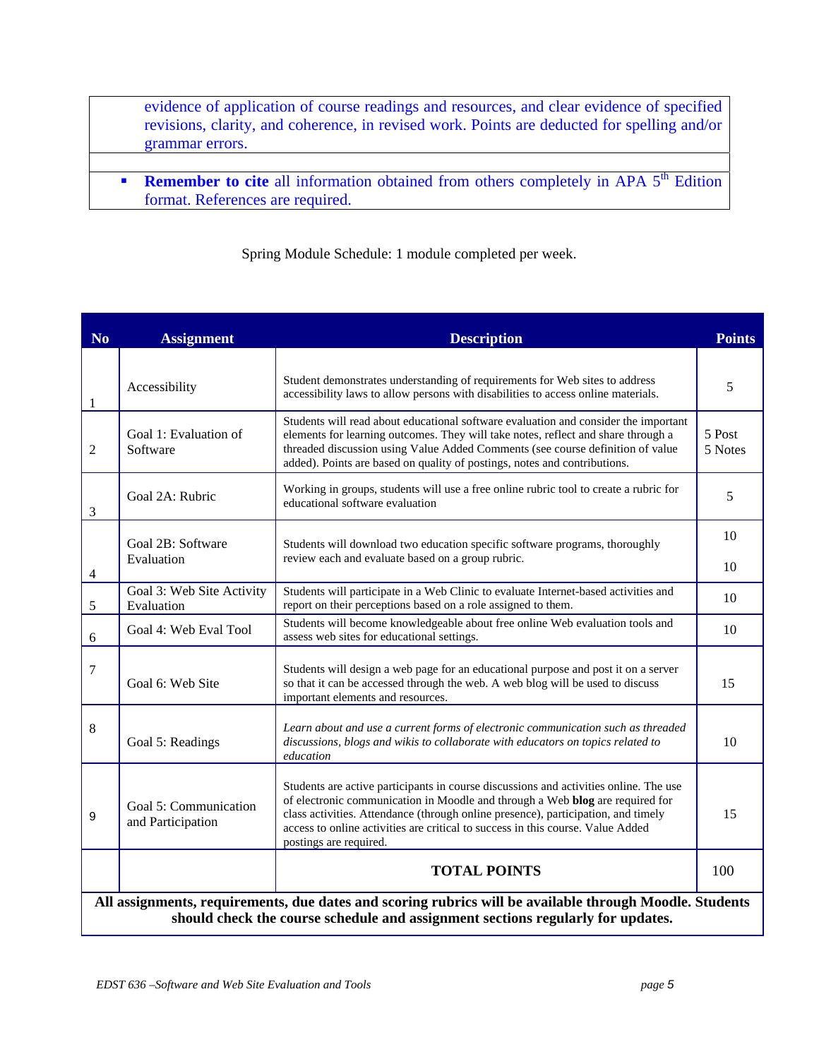evidence of application of course readings and resources, and clear evidence of specified revisions, clarity, and coherence, in revised work. Points are deducted for spelling and/or grammar errors.

- **Remember to cite** all information obtained from others completely in APA 5th Edition format. References are required.

Spring Module Schedule: 1 module completed per week.

| No | Assignment | Description | Points |
|---|---|---|---|
| 1 | Accessibility | Student demonstrates understanding of requirements for Web sites to address accessibility laws to allow persons with disabilities to access online materials. | 5 |
| 2 | Goal 1: Evaluation of Software | Students will read about educational software evaluation and consider the important elements for learning outcomes. They will take notes, reflect and share through a threaded discussion using Value Added Comments (see course definition of value added). Points are based on quality of postings, notes and contributions. | 5 Post<br>5 Notes |
| 3 | Goal 2A: Rubric | Working in groups, students will use a free online rubric tool to create a rubric for educational software evaluation | 5 |
| 4 | Goal 2B: Software Evaluation | Students will download two education specific software programs, thoroughly review each and evaluate based on a group rubric. | 10<br>10 |
| 5 | Goal 3: Web Site Activity Evaluation | Students will participate in a Web Clinic to evaluate Internet-based activities and report on their perceptions based on a role assigned to them. | 10 |
| 6 | Goal 4: Web Eval Tool | Students will become knowledgeable about free online Web evaluation tools and assess web sites for educational settings. | 10 |
| 7 | Goal 6: Web Site | Students will design a web page for an educational purpose and post it on a server so that it can be accessed through the web. A web blog will be used to discuss important elements and resources. | 15 |
| 8 | Goal 5: Readings | *Learn about and use a current forms of electronic communication such as threaded discussions, blogs and wikis to collaborate with educators on topics related to education* | 10 |
| 9 | Goal 5: Communication and Participation | Students are active participants in course discussions and activities online. The use of electronic communication in Moodle and through a Web **blog** are required for class activities. Attendance (through online presence), participation, and timely access to online activities are critical to success in this course. Value Added postings are required. | 15 |
| | | **TOTAL POINTS** | 100 |

**All assignments, requirements, due dates and scoring rubrics will be available through Moodle. Students should check the course schedule and assignment sections regularly for updates.**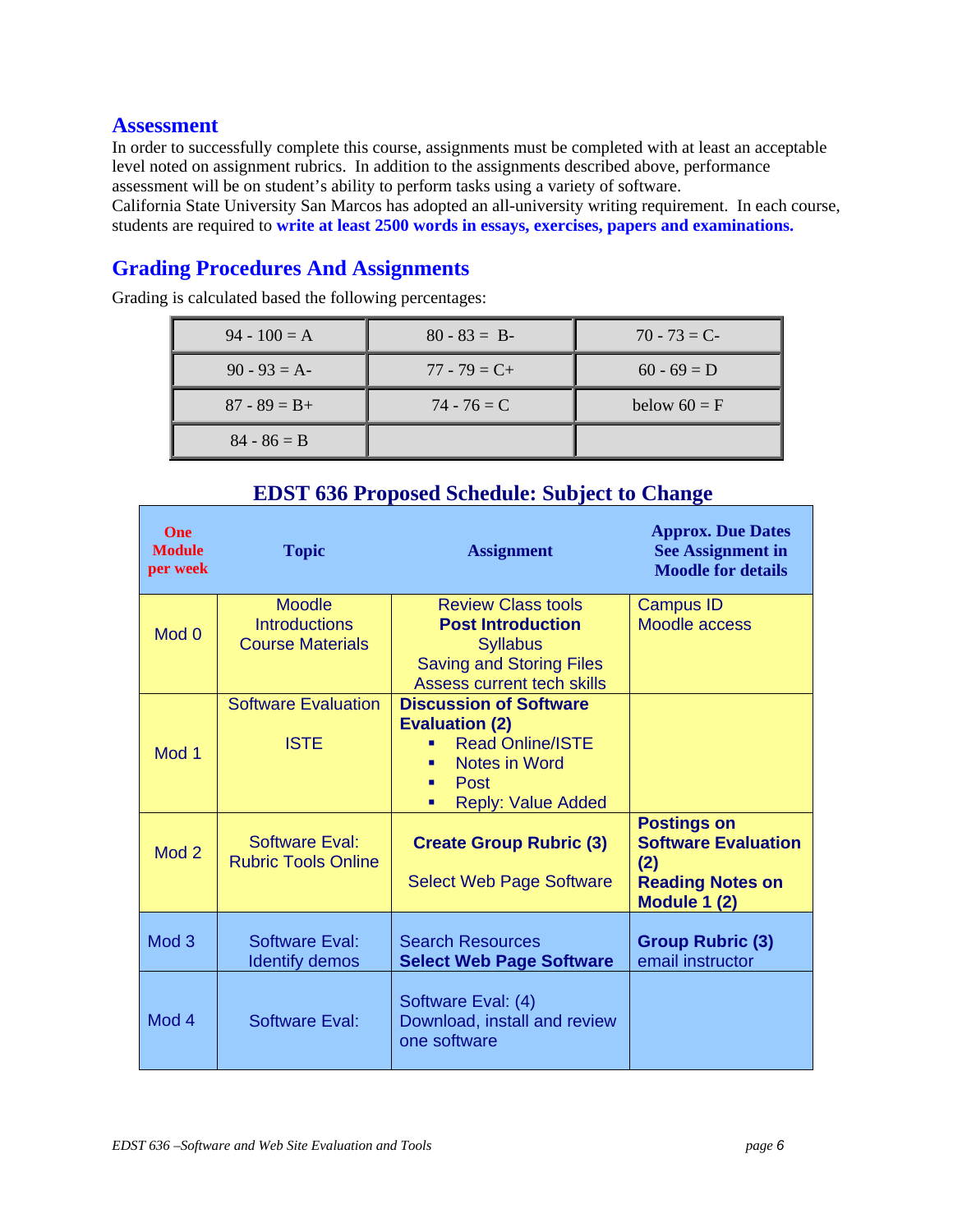## Assessment

In order to successfully complete this course, assignments must be completed with at least an acceptable level noted on assignment rubrics. In addition to the assignments described above, performance assessment will be on student's ability to perform tasks using a variety of software.

California State University San Marcos has adopted an all-university writing requirement. In each course, students are required to **write at least 2500 words in essays, exercises, papers and examinations.**

## Grading Procedures And Assignments

Grading is calculated based the following percentages:

| | | |
|---|---|---|
| 94 - 100 = A | 80 - 83 = B- | 70 - 73 = C- |
| 90 - 93 = A- | 77 - 79 = C+ | 60 - 69 = D |
| 87 - 89 = B+ | 74 - 76 = C | below 60 = F |
| 84 - 86 = B | | |

### EDST 636 Proposed Schedule: Subject to Change

| One Module per week | Topic | Assignment | Approx. Due Dates See Assignment in Moodle for details |
|---|---|---|---|
| Mod 0 | Moodle<br>Introductions<br>Course Materials | Review Class tools<br>**Post Introduction**<br>Syllabus<br>Saving and Storing Files<br>Assess current tech skills | Campus ID<br>Moodle access |
| Mod 1 | Software Evaluation<br><br>ISTE | **Discussion of Software Evaluation (2)**<br>- Read Online/ISTE<br>- Notes in Word<br>- Post<br>- Reply: Value Added | |
| Mod 2 | Software Eval:<br>Rubric Tools Online | **Create Group Rubric (3)**<br><br>Select Web Page Software | **Postings on Software Evaluation (2)**<br>**Reading Notes on Module 1 (2)** |
| Mod 3 | Software Eval:<br>Identify demos | Search Resources<br>**Select Web Page Software** | **Group Rubric (3)**<br>email instructor |
| Mod 4 | Software Eval: | Software Eval: (4)<br>Download, install and review one software | |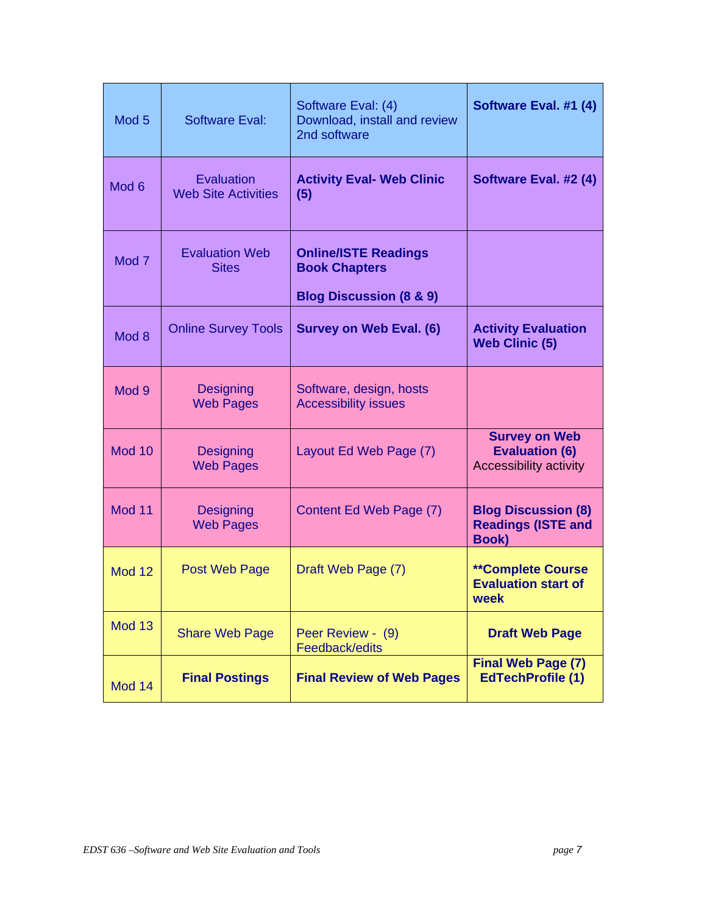| | | | |
|---|---|---|---|
| Mod 5 | Software Eval: | Software Eval: (4) Download, install and review 2nd software | **Software Eval. #1 (4)** |
| Mod 6 | Evaluation Web Site Activities | **Activity Eval- Web Clinic (5)** | **Software Eval. #2 (4)** |
| Mod 7 | Evaluation Web Sites | **Online/ISTE Readings Book Chapters**<br><br>**Blog Discussion (8 & 9)** | |
| Mod 8 | Online Survey Tools | **Survey on Web Eval. (6)** | **Activity Evaluation Web Clinic (5)** |
| Mod 9 | Designing Web Pages | Software, design, hosts Accessibility issues | |
| Mod 10 | Designing Web Pages | Layout Ed Web Page (7) | **Survey on Web Evaluation (6)** Accessibility activity |
| Mod 11 | Designing Web Pages | Content Ed Web Page (7) | **Blog Discussion (8) Readings (ISTE and Book)** |
| Mod 12 | Post Web Page | Draft Web Page (7) | **\*\*Complete Course Evaluation start of week** |
| Mod 13 | Share Web Page | Peer Review - (9) Feedback/edits | **Draft Web Page** |
| Mod 14 | **Final Postings** | **Final Review of Web Pages** | **Final Web Page (7) EdTechProfile (1)** |